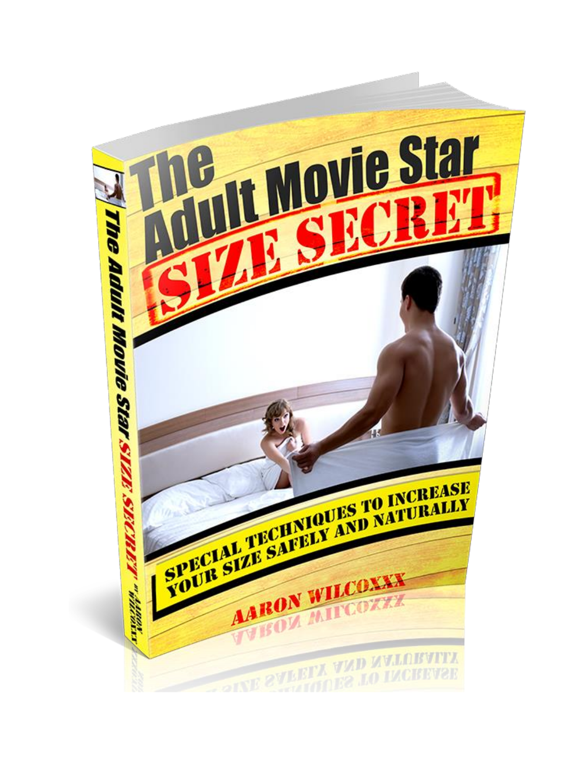# The Adult Movie Star SIZE SECRET

**SPECIAL TECHNIQUES TO INCREASE YOUR SIZE SAFELY AND NATURALLY**

AARON WILCOXX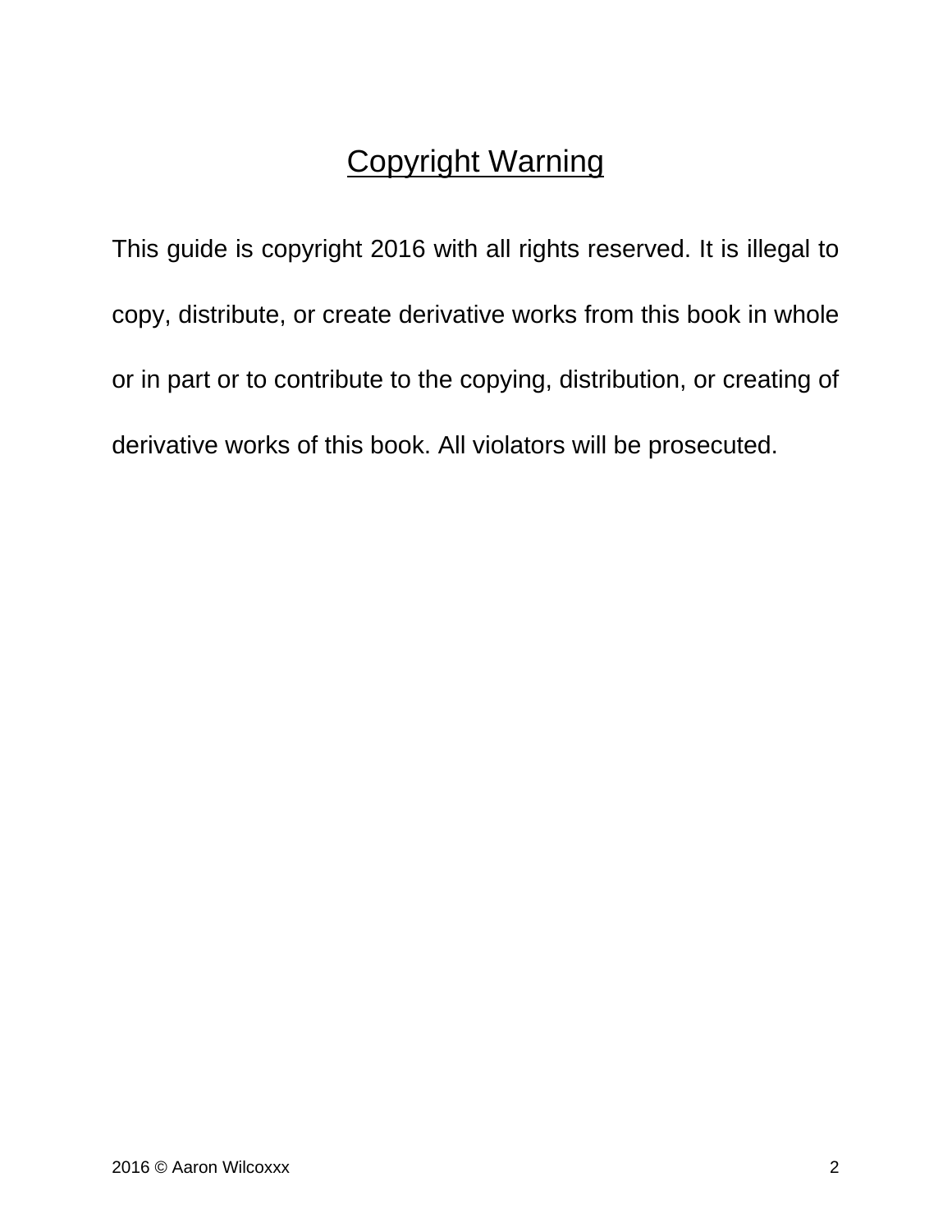# Copyright Warning

This guide is copyright 2016 with all rights reserved. It is illegal to copy, distribute, or create derivative works from this book in whole or in part or to contribute to the copying, distribution, or creating of derivative works of this book. All violators will be prosecuted.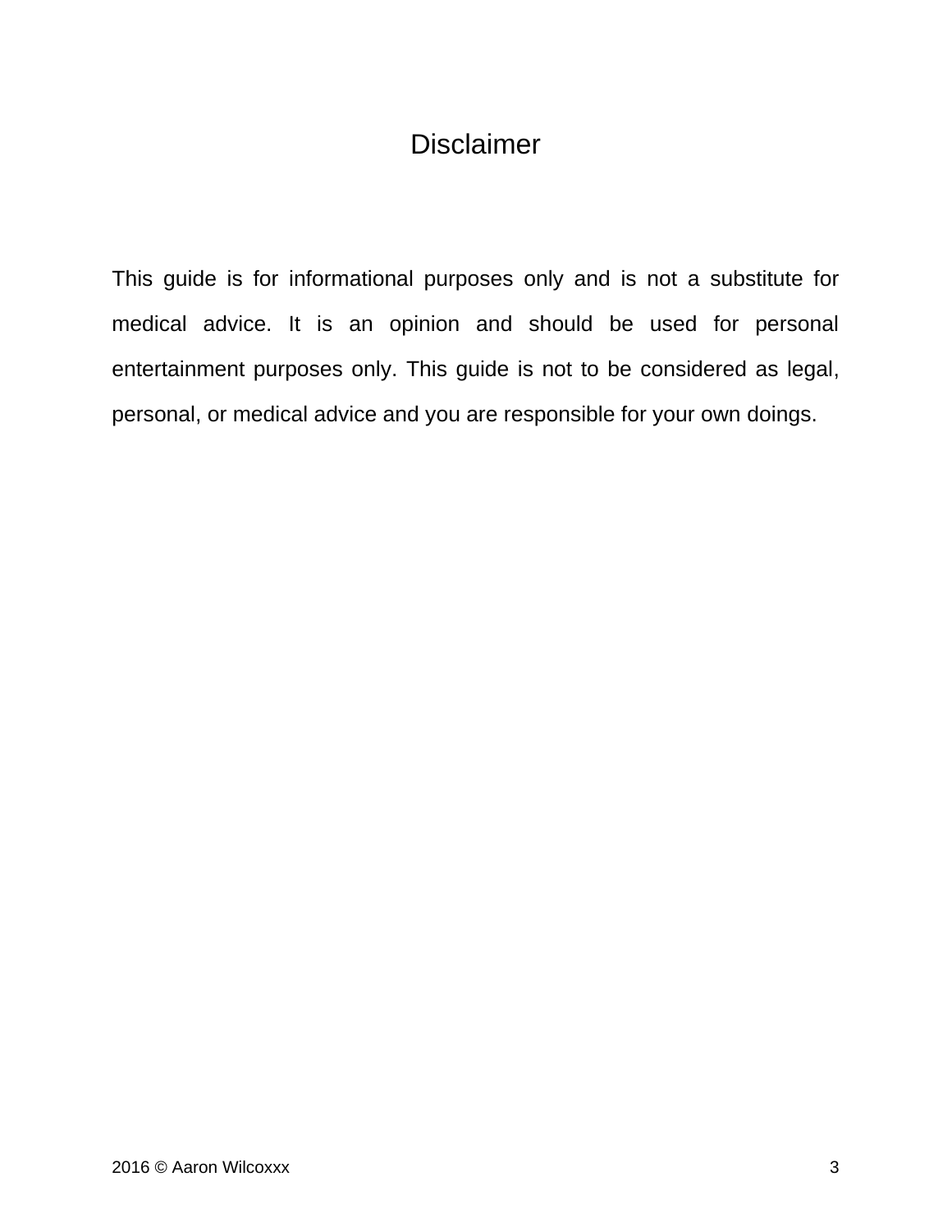# Disclaimer

This guide is for informational purposes only and is not a substitute for medical advice. It is an opinion and should be used for personal entertainment purposes only. This guide is not to be considered as legal, personal, or medical advice and you are responsible for your own doings.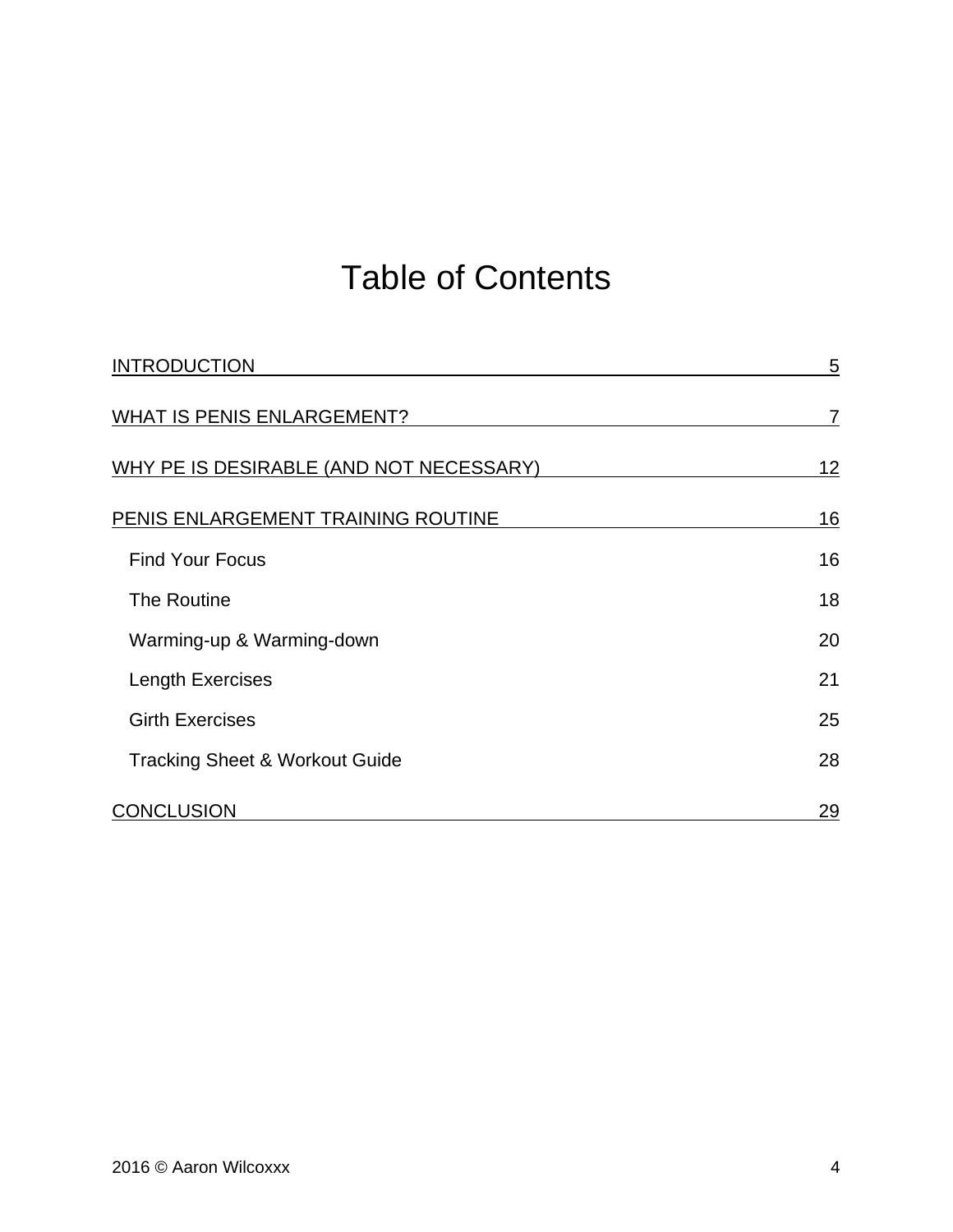# Table of Contents

INTRODUCTION 5

WHAT IS PENIS ENLARGEMENT? 7

WHY PE IS DESIRABLE (AND NOT NECESSARY) 12

PENIS ENLARGEMENT TRAINING ROUTINE 16

- Find Your Focus 16
- The Routine 18
- Warming-up & Warming-down 20
- Length Exercises 21
- Girth Exercises 25
- Tracking Sheet & Workout Guide 28

CONCLUSION 29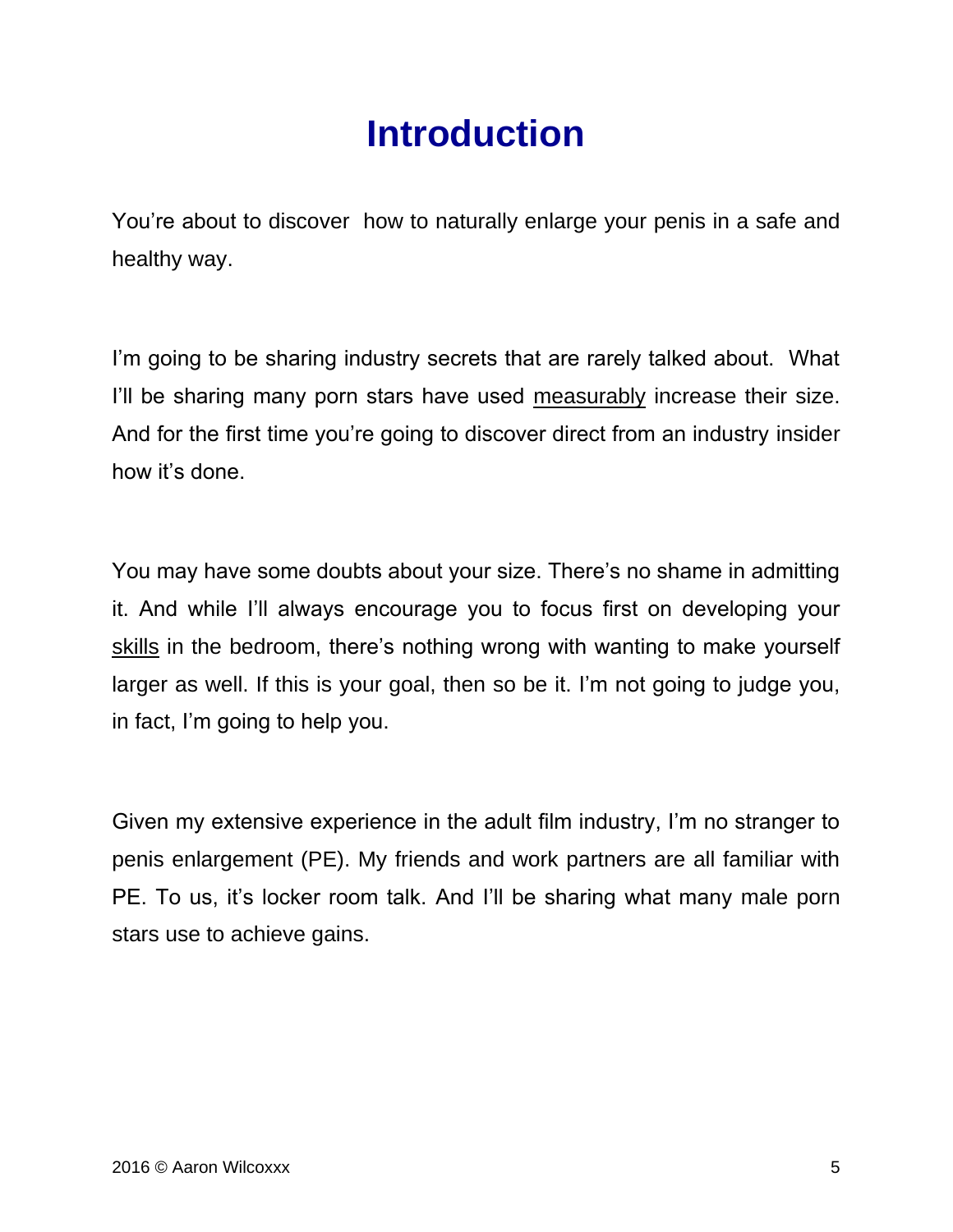# Introduction

You're about to discover  how to naturally enlarge your penis in a safe and healthy way.

I'm going to be sharing industry secrets that are rarely talked about.  What I'll be sharing many porn stars have used <u>measurably</u> increase their size. And for the first time you're going to discover direct from an industry insider how it's done.

You may have some doubts about your size. There's no shame in admitting it. And while I'll always encourage you to focus first on developing your <u>skills</u> in the bedroom, there's nothing wrong with wanting to make yourself larger as well. If this is your goal, then so be it. I'm not going to judge you, in fact, I'm going to help you.

Given my extensive experience in the adult film industry, I'm no stranger to penis enlargement (PE). My friends and work partners are all familiar with PE. To us, it's locker room talk. And I'll be sharing what many male porn stars use to achieve gains.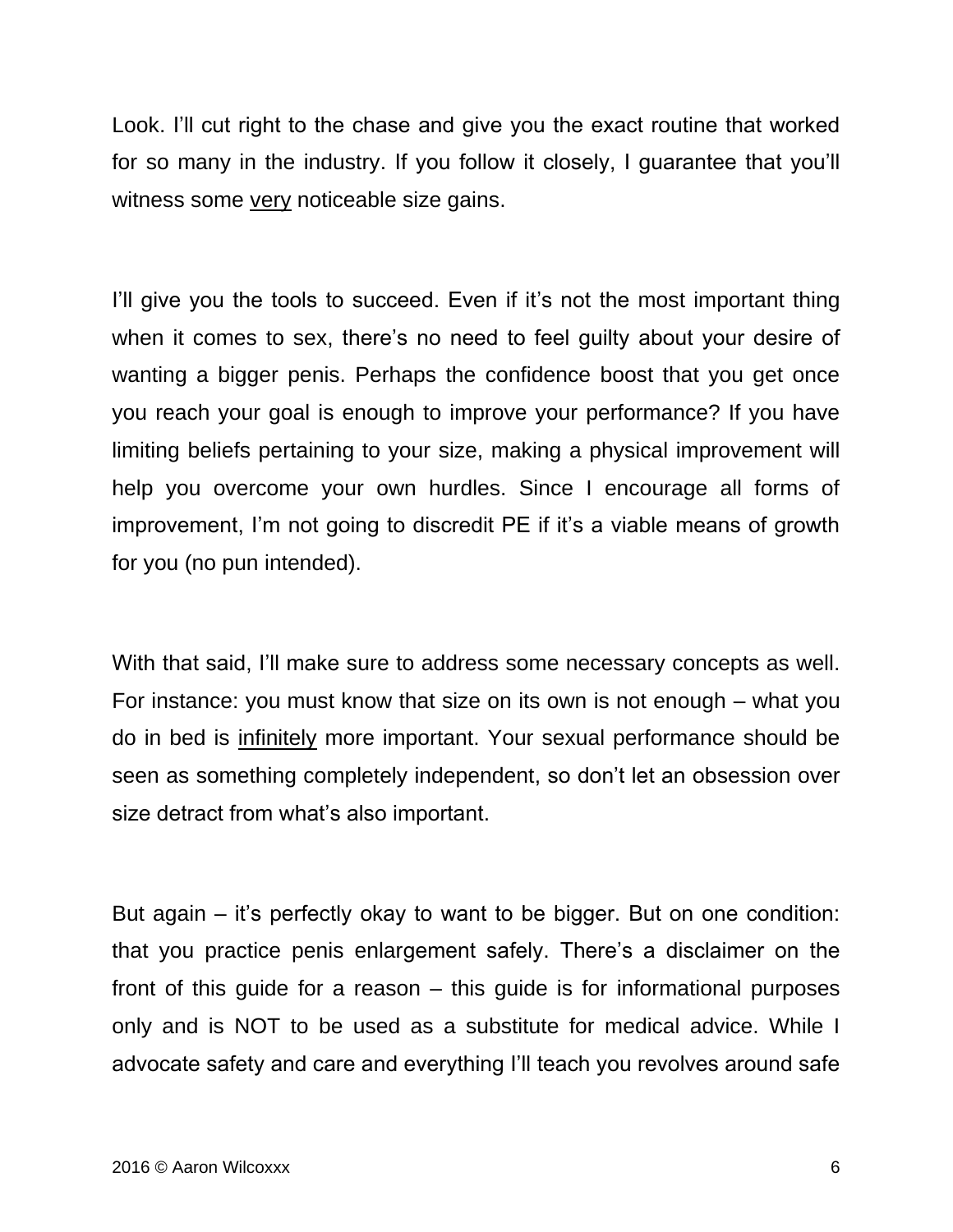Look. I'll cut right to the chase and give you the exact routine that worked for so many in the industry. If you follow it closely, I guarantee that you'll witness some <u>very</u> noticeable size gains.

I'll give you the tools to succeed. Even if it's not the most important thing when it comes to sex, there's no need to feel guilty about your desire of wanting a bigger penis. Perhaps the confidence boost that you get once you reach your goal is enough to improve your performance? If you have limiting beliefs pertaining to your size, making a physical improvement will help you overcome your own hurdles. Since I encourage all forms of improvement, I'm not going to discredit PE if it's a viable means of growth for you (no pun intended).

With that said, I'll make sure to address some necessary concepts as well. For instance: you must know that size on its own is not enough – what you do in bed is <u>infinitely</u> more important. Your sexual performance should be seen as something completely independent, so don't let an obsession over size detract from what's also important.

But again – it's perfectly okay to want to be bigger. But on one condition: that you practice penis enlargement safely. There's a disclaimer on the front of this guide for a reason – this guide is for informational purposes only and is NOT to be used as a substitute for medical advice. While I advocate safety and care and everything I'll teach you revolves around safe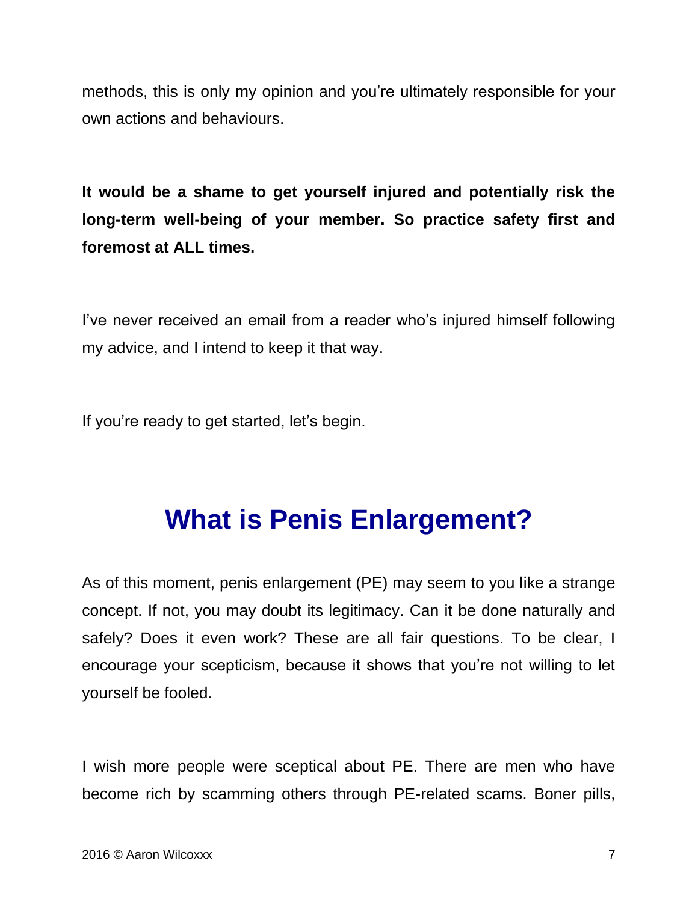methods, this is only my opinion and you're ultimately responsible for your own actions and behaviours.

**It would be a shame to get yourself injured and potentially risk the long-term well-being of your member. So practice safety first and foremost at ALL times.**

I've never received an email from a reader who's injured himself following my advice, and I intend to keep it that way.

If you're ready to get started, let's begin.

# What is Penis Enlargement?

As of this moment, penis enlargement (PE) may seem to you like a strange concept. If not, you may doubt its legitimacy. Can it be done naturally and safely? Does it even work? These are all fair questions. To be clear, I encourage your scepticism, because it shows that you're not willing to let yourself be fooled.

I wish more people were sceptical about PE. There are men who have become rich by scamming others through PE-related scams. Boner pills,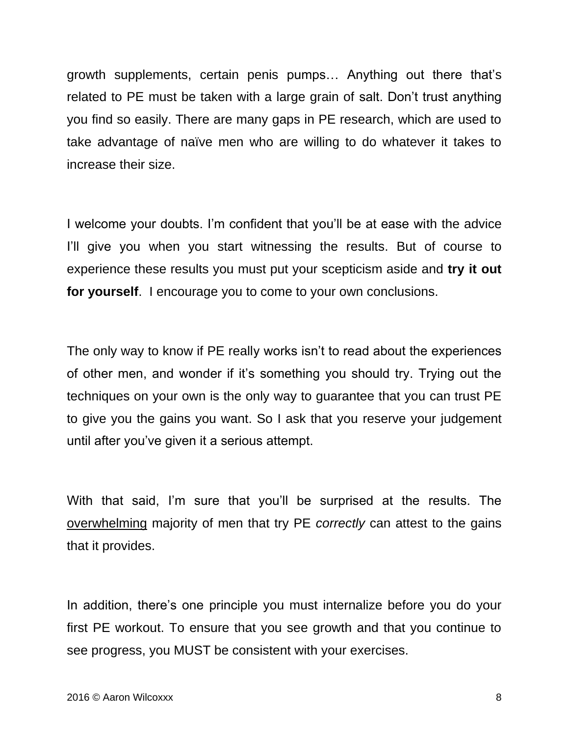growth supplements, certain penis pumps… Anything out there that's related to PE must be taken with a large grain of salt. Don't trust anything you find so easily. There are many gaps in PE research, which are used to take advantage of naïve men who are willing to do whatever it takes to increase their size.

I welcome your doubts. I'm confident that you'll be at ease with the advice I'll give you when you start witnessing the results. But of course to experience these results you must put your scepticism aside and **try it out for yourself**. I encourage you to come to your own conclusions.

The only way to know if PE really works isn't to read about the experiences of other men, and wonder if it's something you should try. Trying out the techniques on your own is the only way to guarantee that you can trust PE to give you the gains you want. So I ask that you reserve your judgement until after you've given it a serious attempt.

With that said, I'm sure that you'll be surprised at the results. The <u>overwhelming</u> majority of men that try PE *correctly* can attest to the gains that it provides.

In addition, there's one principle you must internalize before you do your first PE workout. To ensure that you see growth and that you continue to see progress, you MUST be consistent with your exercises.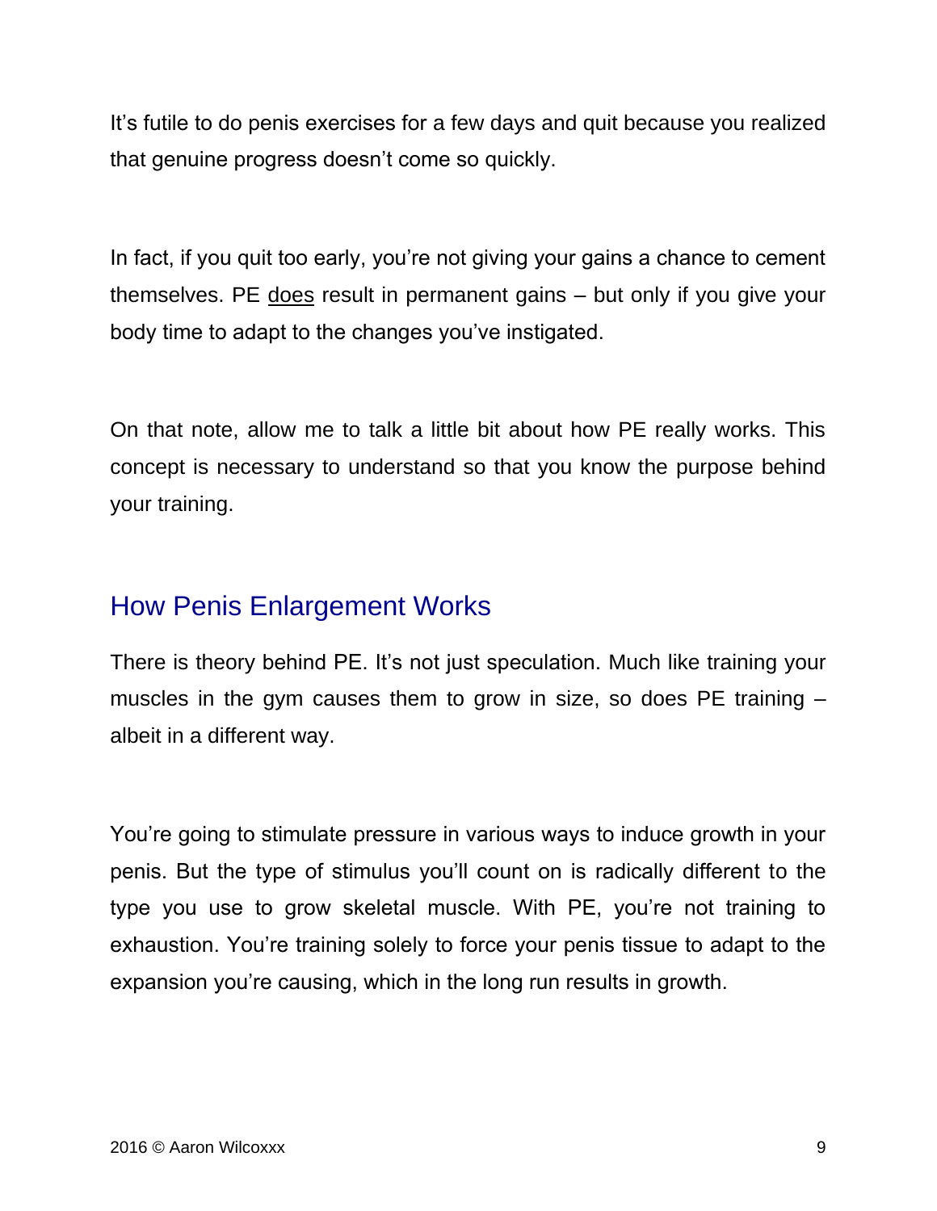It's futile to do penis exercises for a few days and quit because you realized that genuine progress doesn't come so quickly.

In fact, if you quit too early, you're not giving your gains a chance to cement themselves. PE <u>does</u> result in permanent gains – but only if you give your body time to adapt to the changes you've instigated.

On that note, allow me to talk a little bit about how PE really works. This concept is necessary to understand so that you know the purpose behind your training.

## How Penis Enlargement Works

There is theory behind PE. It's not just speculation. Much like training your muscles in the gym causes them to grow in size, so does PE training – albeit in a different way.

You're going to stimulate pressure in various ways to induce growth in your penis. But the type of stimulus you'll count on is radically different to the type you use to grow skeletal muscle. With PE, you're not training to exhaustion. You're training solely to force your penis tissue to adapt to the expansion you're causing, which in the long run results in growth.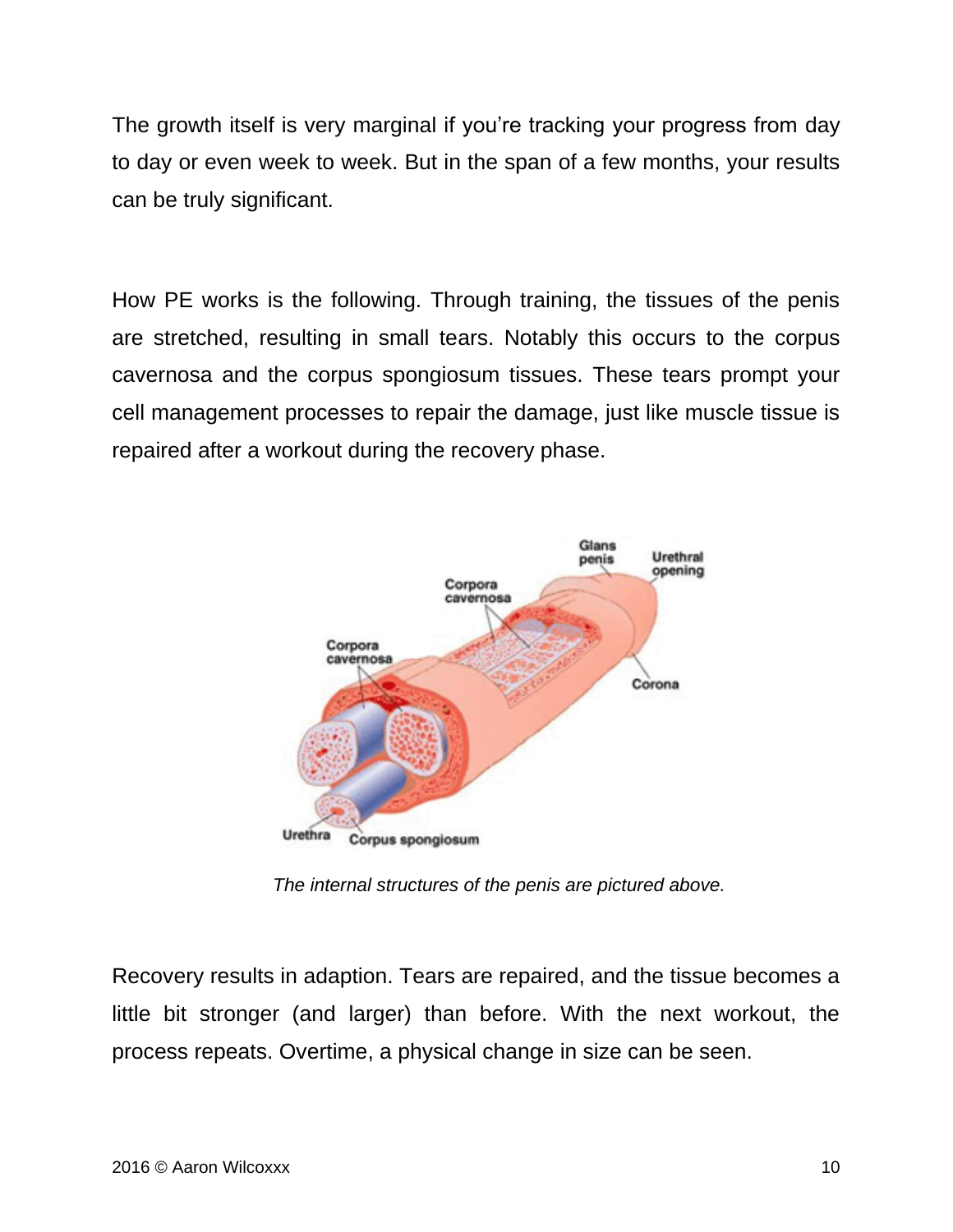The growth itself is very marginal if you're tracking your progress from day to day or even week to week. But in the span of a few months, your results can be truly significant.

How PE works is the following. Through training, the tissues of the penis are stretched, resulting in small tears. Notably this occurs to the corpus cavernosa and the corpus spongiosum tissues. These tears prompt your cell management processes to repair the damage, just like muscle tissue is repaired after a workout during the recovery phase.

*The internal structures of the penis are pictured above.*

Recovery results in adaption. Tears are repaired, and the tissue becomes a little bit stronger (and larger) than before. With the next workout, the process repeats. Overtime, a physical change in size can be seen.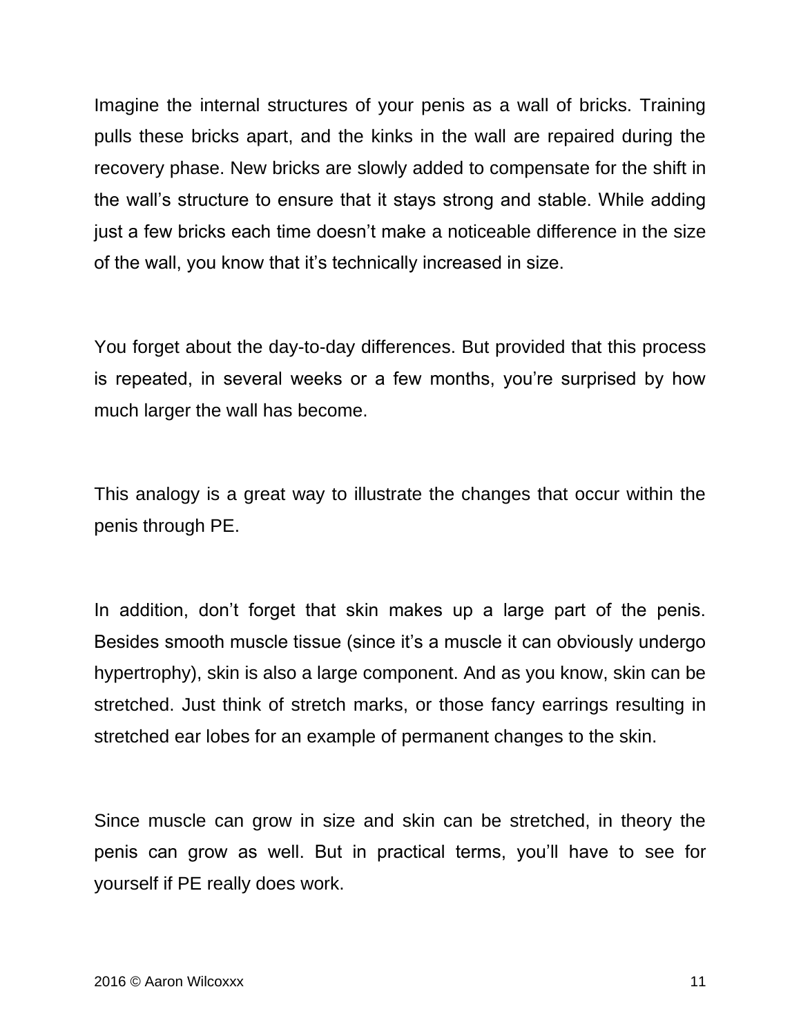Imagine the internal structures of your penis as a wall of bricks. Training pulls these bricks apart, and the kinks in the wall are repaired during the recovery phase. New bricks are slowly added to compensate for the shift in the wall's structure to ensure that it stays strong and stable. While adding just a few bricks each time doesn't make a noticeable difference in the size of the wall, you know that it's technically increased in size.

You forget about the day-to-day differences. But provided that this process is repeated, in several weeks or a few months, you're surprised by how much larger the wall has become.

This analogy is a great way to illustrate the changes that occur within the penis through PE.

In addition, don't forget that skin makes up a large part of the penis. Besides smooth muscle tissue (since it's a muscle it can obviously undergo hypertrophy), skin is also a large component. And as you know, skin can be stretched. Just think of stretch marks, or those fancy earrings resulting in stretched ear lobes for an example of permanent changes to the skin.

Since muscle can grow in size and skin can be stretched, in theory the penis can grow as well. But in practical terms, you'll have to see for yourself if PE really does work.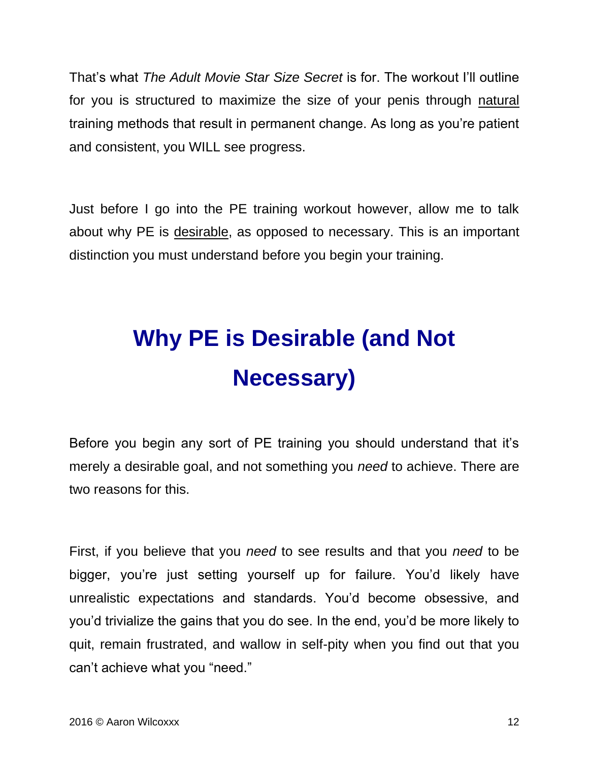That's what *The Adult Movie Star Size Secret* is for. The workout I'll outline for you is structured to maximize the size of your penis through <u>natural</u> training methods that result in permanent change. As long as you're patient and consistent, you WILL see progress.

Just before I go into the PE training workout however, allow me to talk about why PE is <u>desirable</u>, as opposed to necessary. This is an important distinction you must understand before you begin your training.

# Why PE is Desirable (and Not Necessary)

Before you begin any sort of PE training you should understand that it's merely a desirable goal, and not something you *need* to achieve. There are two reasons for this.

First, if you believe that you *need* to see results and that you *need* to be bigger, you're just setting yourself up for failure. You'd likely have unrealistic expectations and standards. You'd become obsessive, and you'd trivialize the gains that you do see. In the end, you'd be more likely to quit, remain frustrated, and wallow in self-pity when you find out that you can't achieve what you "need."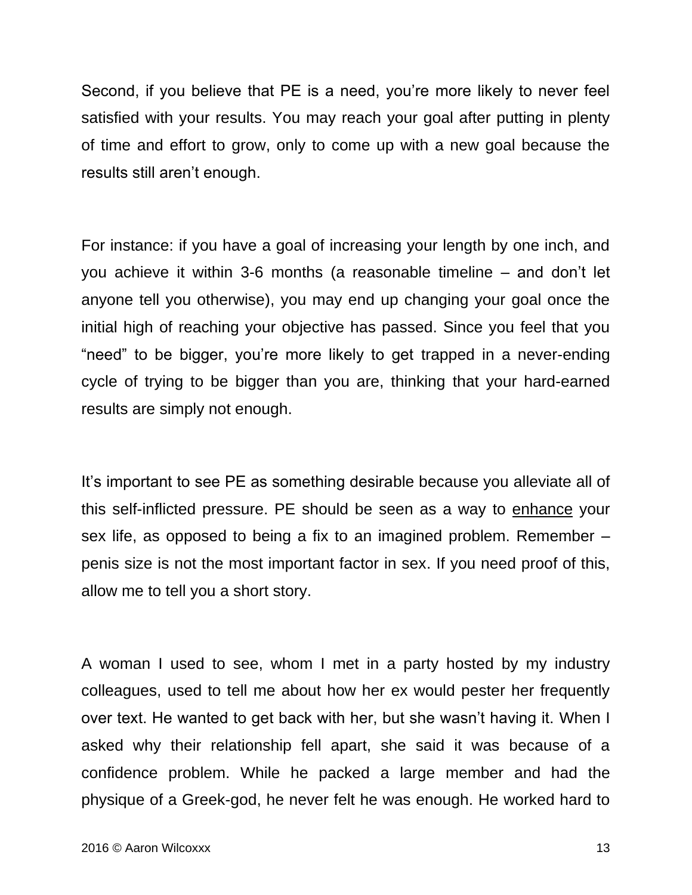Second, if you believe that PE is a need, you're more likely to never feel satisfied with your results. You may reach your goal after putting in plenty of time and effort to grow, only to come up with a new goal because the results still aren't enough.

For instance: if you have a goal of increasing your length by one inch, and you achieve it within 3-6 months (a reasonable timeline – and don't let anyone tell you otherwise), you may end up changing your goal once the initial high of reaching your objective has passed. Since you feel that you "need" to be bigger, you're more likely to get trapped in a never-ending cycle of trying to be bigger than you are, thinking that your hard-earned results are simply not enough.

It's important to see PE as something desirable because you alleviate all of this self-inflicted pressure. PE should be seen as a way to <u>enhance</u> your sex life, as opposed to being a fix to an imagined problem. Remember – penis size is not the most important factor in sex. If you need proof of this, allow me to tell you a short story.

A woman I used to see, whom I met in a party hosted by my industry colleagues, used to tell me about how her ex would pester her frequently over text. He wanted to get back with her, but she wasn't having it. When I asked why their relationship fell apart, she said it was because of a confidence problem. While he packed a large member and had the physique of a Greek-god, he never felt he was enough. He worked hard to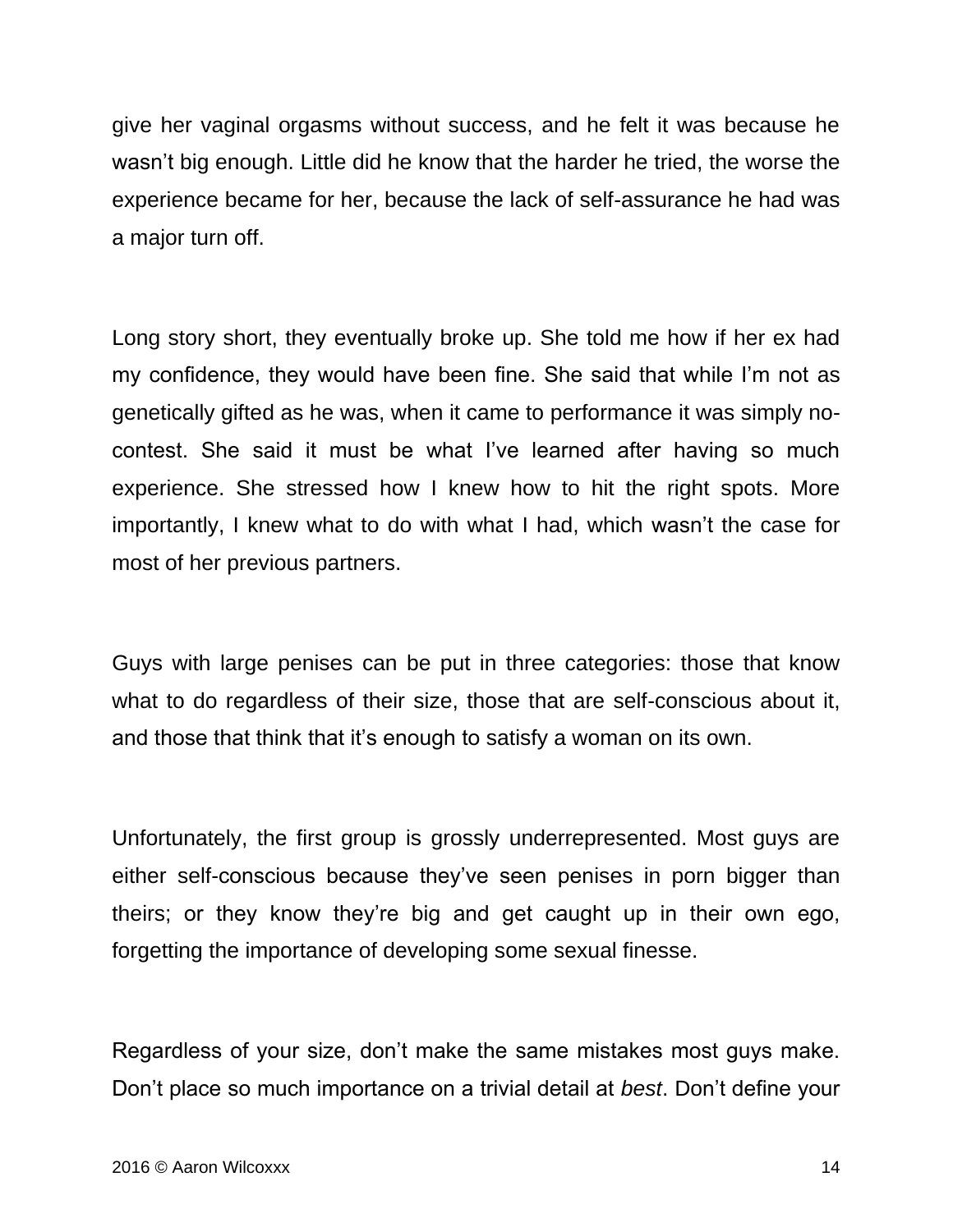give her vaginal orgasms without success, and he felt it was because he wasn't big enough. Little did he know that the harder he tried, the worse the experience became for her, because the lack of self-assurance he had was a major turn off.

Long story short, they eventually broke up. She told me how if her ex had my confidence, they would have been fine. She said that while I'm not as genetically gifted as he was, when it came to performance it was simply no-contest. She said it must be what I've learned after having so much experience. She stressed how I knew how to hit the right spots. More importantly, I knew what to do with what I had, which wasn't the case for most of her previous partners.

Guys with large penises can be put in three categories: those that know what to do regardless of their size, those that are self-conscious about it, and those that think that it's enough to satisfy a woman on its own.

Unfortunately, the first group is grossly underrepresented. Most guys are either self-conscious because they've seen penises in porn bigger than theirs; or they know they're big and get caught up in their own ego, forgetting the importance of developing some sexual finesse.

Regardless of your size, don't make the same mistakes most guys make. Don't place so much importance on a trivial detail at *best*. Don't define your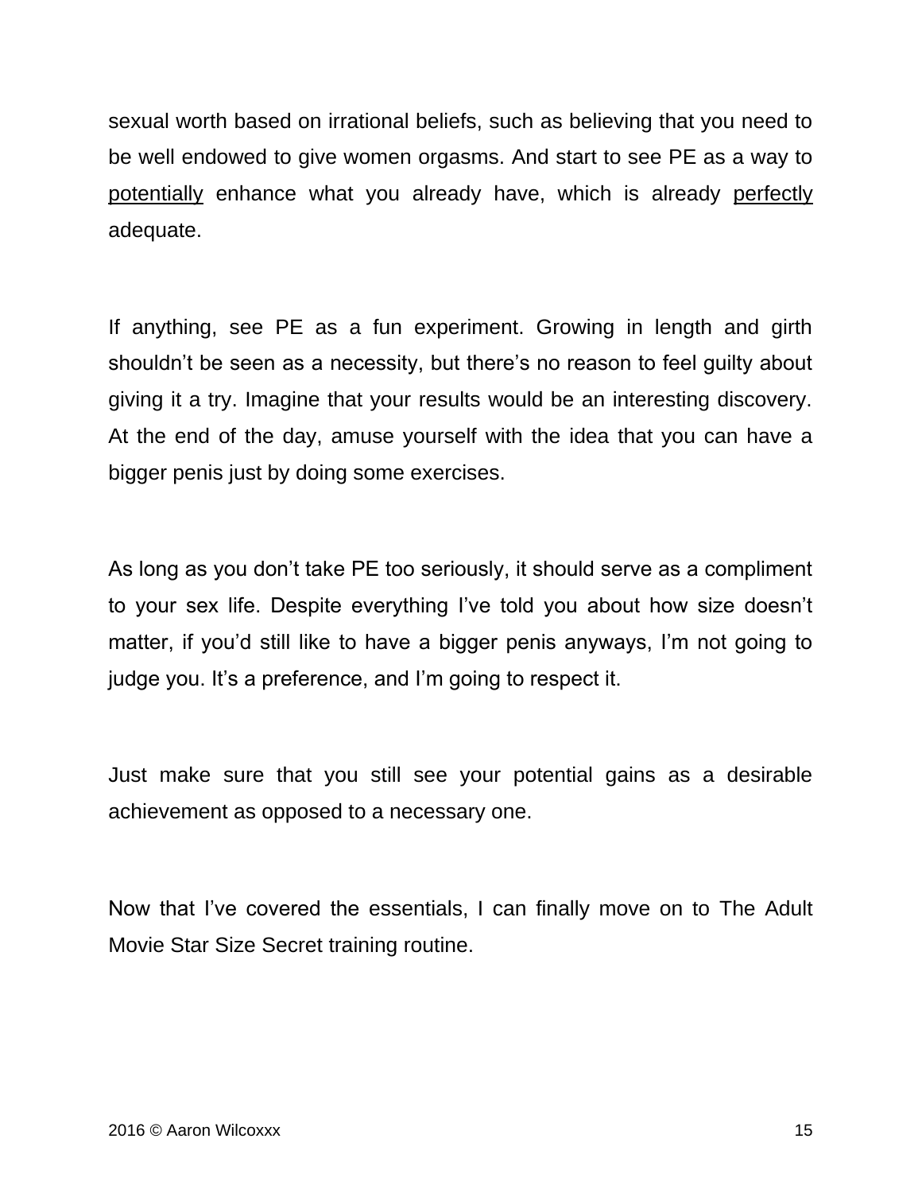sexual worth based on irrational beliefs, such as believing that you need to be well endowed to give women orgasms. And start to see PE as a way to <u>potentially</u> enhance what you already have, which is already <u>perfectly</u> adequate.

If anything, see PE as a fun experiment. Growing in length and girth shouldn't be seen as a necessity, but there's no reason to feel guilty about giving it a try. Imagine that your results would be an interesting discovery. At the end of the day, amuse yourself with the idea that you can have a bigger penis just by doing some exercises.

As long as you don't take PE too seriously, it should serve as a compliment to your sex life. Despite everything I've told you about how size doesn't matter, if you'd still like to have a bigger penis anyways, I'm not going to judge you. It's a preference, and I'm going to respect it.

Just make sure that you still see your potential gains as a desirable achievement as opposed to a necessary one.

Now that I've covered the essentials, I can finally move on to The Adult Movie Star Size Secret training routine.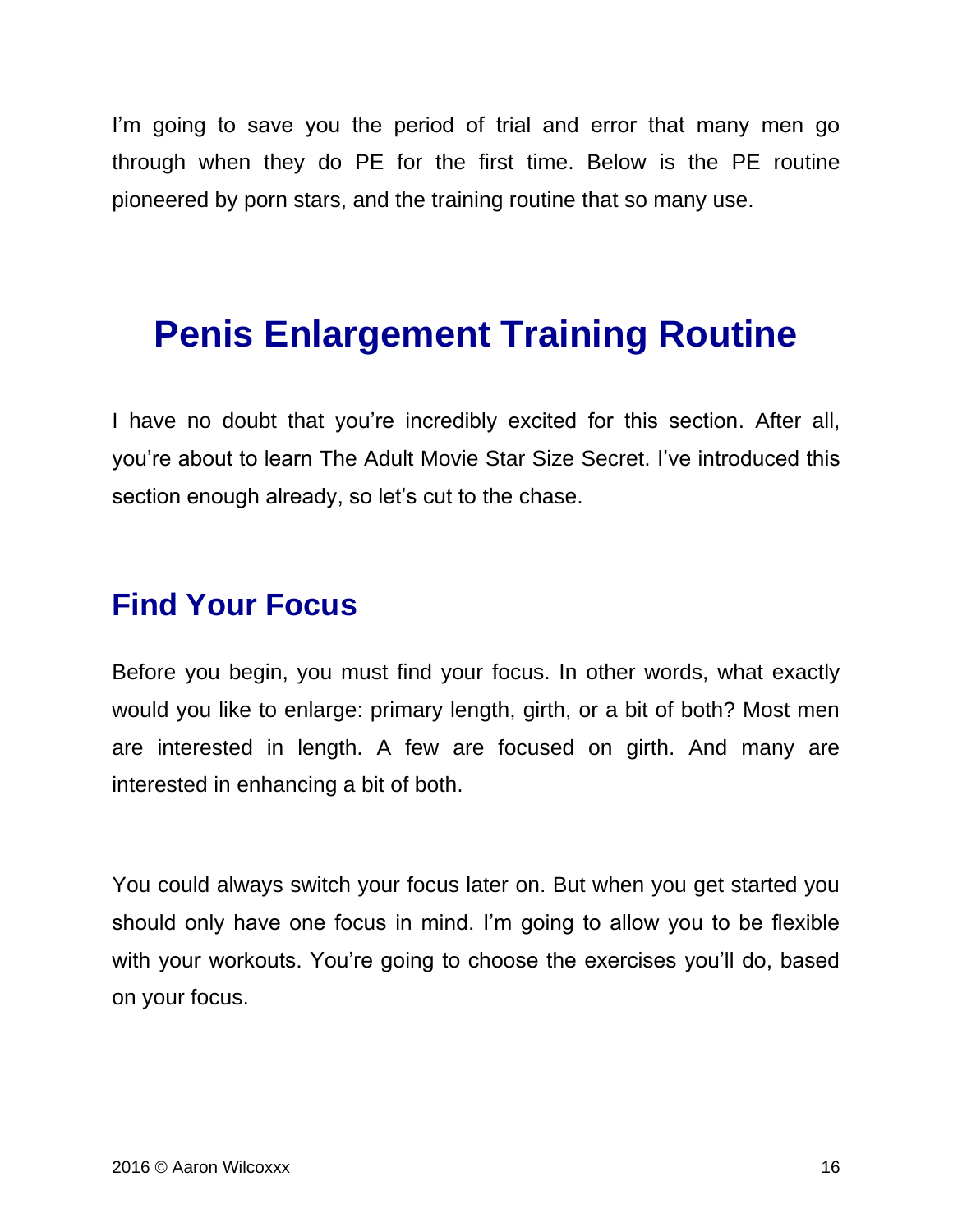I'm going to save you the period of trial and error that many men go through when they do PE for the first time. Below is the PE routine pioneered by porn stars, and the training routine that so many use.

# Penis Enlargement Training Routine

I have no doubt that you're incredibly excited for this section. After all, you're about to learn The Adult Movie Star Size Secret. I've introduced this section enough already, so let's cut to the chase.

## Find Your Focus

Before you begin, you must find your focus. In other words, what exactly would you like to enlarge: primary length, girth, or a bit of both? Most men are interested in length. A few are focused on girth. And many are interested in enhancing a bit of both.

You could always switch your focus later on. But when you get started you should only have one focus in mind. I'm going to allow you to be flexible with your workouts. You're going to choose the exercises you'll do, based on your focus.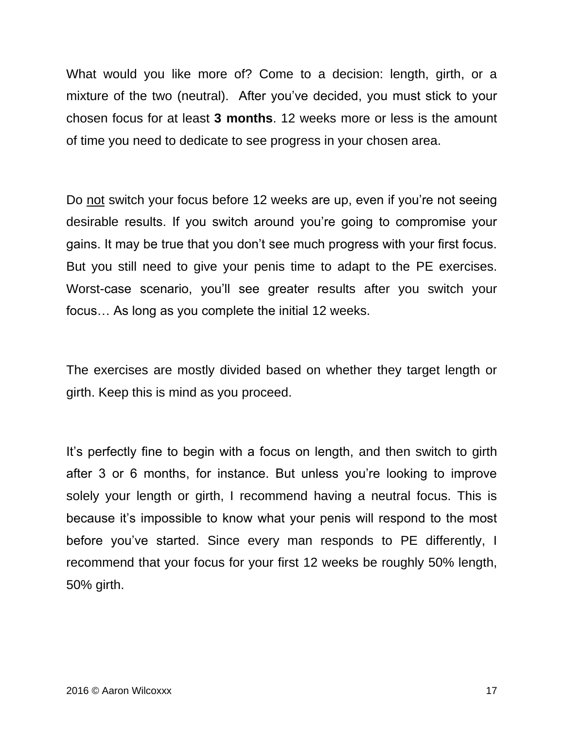What would you like more of? Come to a decision: length, girth, or a mixture of the two (neutral). After you've decided, you must stick to your chosen focus for at least **3 months**. 12 weeks more or less is the amount of time you need to dedicate to see progress in your chosen area.

Do <u>not</u> switch your focus before 12 weeks are up, even if you're not seeing desirable results. If you switch around you're going to compromise your gains. It may be true that you don't see much progress with your first focus. But you still need to give your penis time to adapt to the PE exercises. Worst-case scenario, you'll see greater results after you switch your focus… As long as you complete the initial 12 weeks.

The exercises are mostly divided based on whether they target length or girth. Keep this is mind as you proceed.

It's perfectly fine to begin with a focus on length, and then switch to girth after 3 or 6 months, for instance. But unless you're looking to improve solely your length or girth, I recommend having a neutral focus. This is because it's impossible to know what your penis will respond to the most before you've started. Since every man responds to PE differently, I recommend that your focus for your first 12 weeks be roughly 50% length, 50% girth.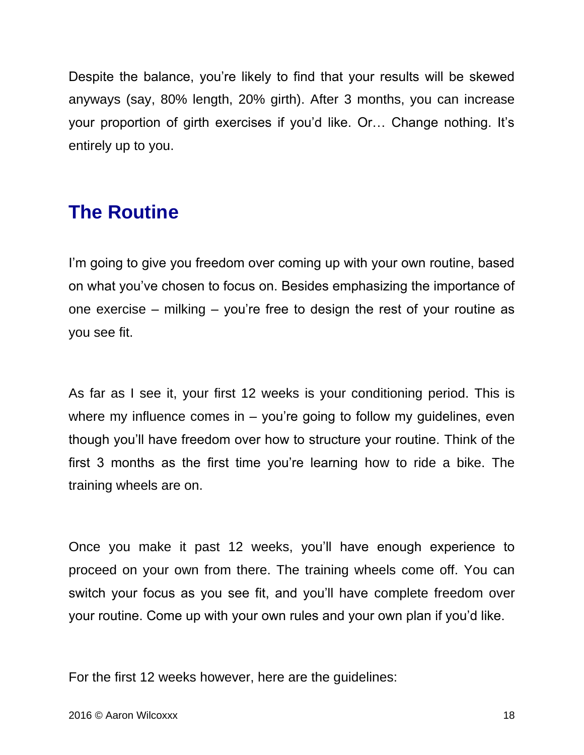Despite the balance, you're likely to find that your results will be skewed anyways (say, 80% length, 20% girth). After 3 months, you can increase your proportion of girth exercises if you'd like. Or… Change nothing. It's entirely up to you.

## The Routine

I'm going to give you freedom over coming up with your own routine, based on what you've chosen to focus on. Besides emphasizing the importance of one exercise – milking – you're free to design the rest of your routine as you see fit.

As far as I see it, your first 12 weeks is your conditioning period. This is where my influence comes in – you're going to follow my guidelines, even though you'll have freedom over how to structure your routine. Think of the first 3 months as the first time you're learning how to ride a bike. The training wheels are on.

Once you make it past 12 weeks, you'll have enough experience to proceed on your own from there. The training wheels come off. You can switch your focus as you see fit, and you'll have complete freedom over your routine. Come up with your own rules and your own plan if you'd like.

For the first 12 weeks however, here are the guidelines: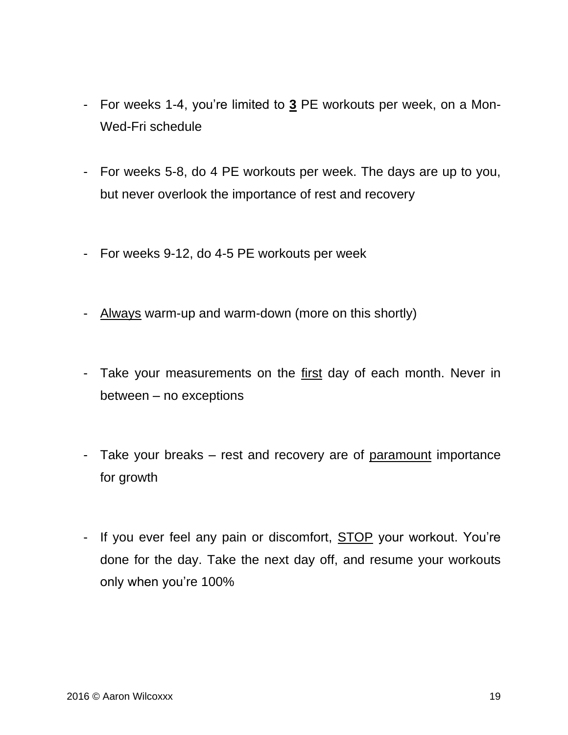- For weeks 1-4, you're limited to **<u>3</u>** PE workouts per week, on a Mon-Wed-Fri schedule

- For weeks 5-8, do 4 PE workouts per week. The days are up to you, but never overlook the importance of rest and recovery

- For weeks 9-12, do 4-5 PE workouts per week

- <u>Always</u> warm-up and warm-down (more on this shortly)

- Take your measurements on the <u>first</u> day of each month. Never in between – no exceptions

- Take your breaks – rest and recovery are of <u>paramount</u> importance for growth

- If you ever feel any pain or discomfort, <u>STOP</u> your workout. You're done for the day. Take the next day off, and resume your workouts only when you're 100%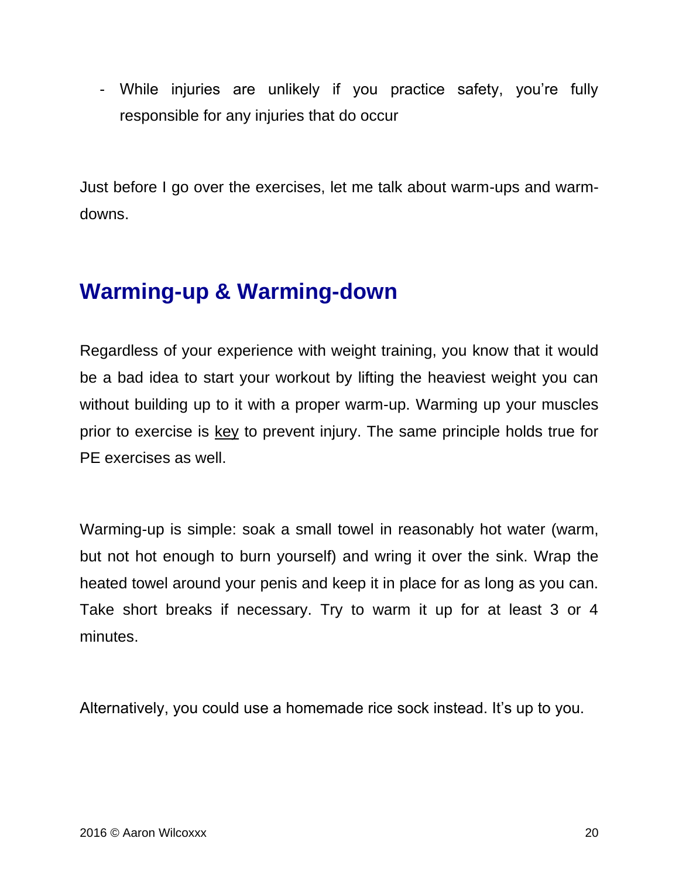- While injuries are unlikely if you practice safety, you're fully responsible for any injuries that do occur

Just before I go over the exercises, let me talk about warm-ups and warm-downs.

## Warming-up & Warming-down

Regardless of your experience with weight training, you know that it would be a bad idea to start your workout by lifting the heaviest weight you can without building up to it with a proper warm-up. Warming up your muscles prior to exercise is <u>key</u> to prevent injury. The same principle holds true for PE exercises as well.

Warming-up is simple: soak a small towel in reasonably hot water (warm, but not hot enough to burn yourself) and wring it over the sink. Wrap the heated towel around your penis and keep it in place for as long as you can. Take short breaks if necessary. Try to warm it up for at least 3 or 4 minutes.

Alternatively, you could use a homemade rice sock instead. It's up to you.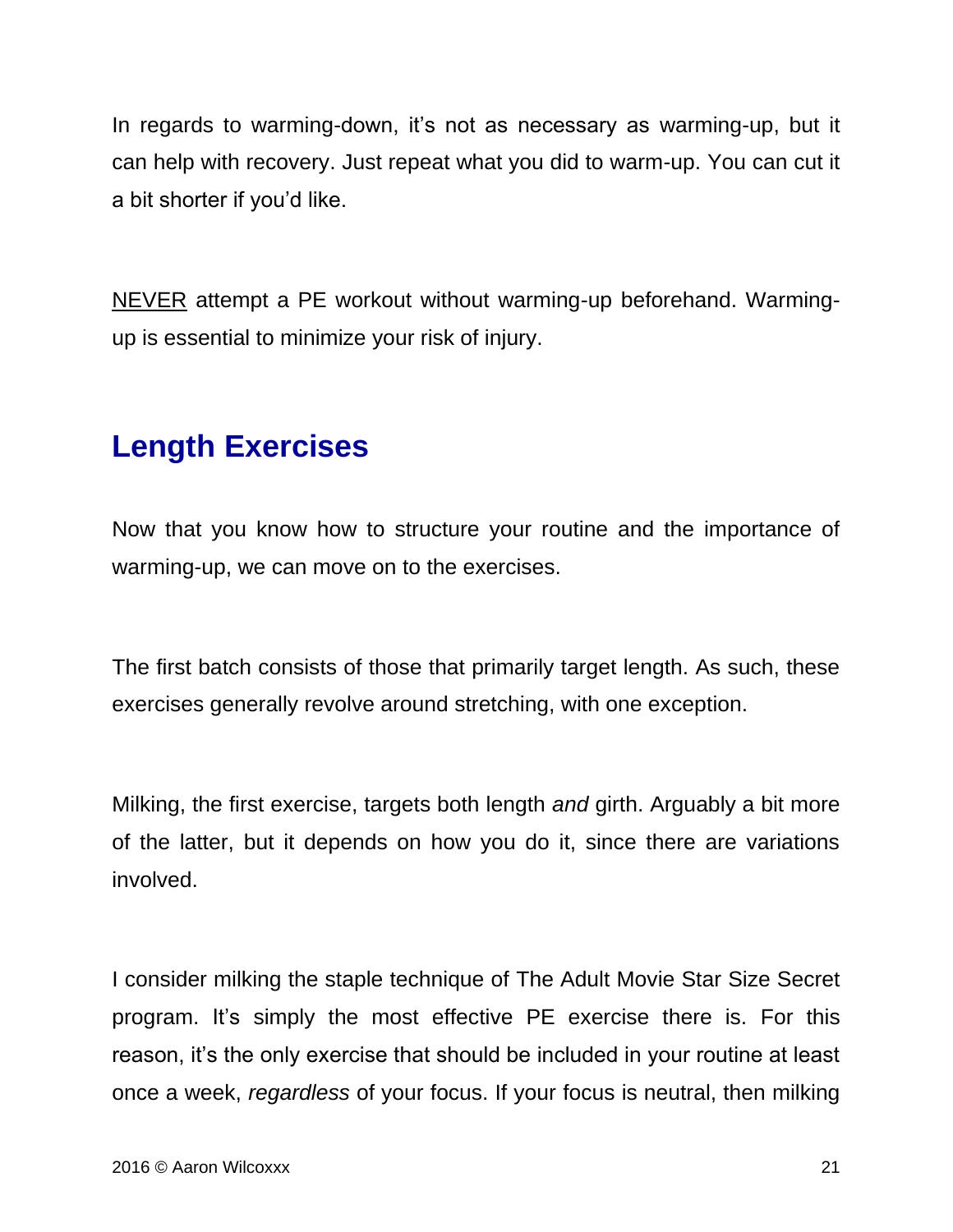In regards to warming-down, it's not as necessary as warming-up, but it can help with recovery. Just repeat what you did to warm-up. You can cut it a bit shorter if you'd like.

<u>NEVER</u> attempt a PE workout without warming-up beforehand. Warming-up is essential to minimize your risk of injury.

## Length Exercises

Now that you know how to structure your routine and the importance of warming-up, we can move on to the exercises.

The first batch consists of those that primarily target length. As such, these exercises generally revolve around stretching, with one exception.

Milking, the first exercise, targets both length *and* girth. Arguably a bit more of the latter, but it depends on how you do it, since there are variations involved.

I consider milking the staple technique of The Adult Movie Star Size Secret program. It's simply the most effective PE exercise there is. For this reason, it's the only exercise that should be included in your routine at least once a week, *regardless* of your focus. If your focus is neutral, then milking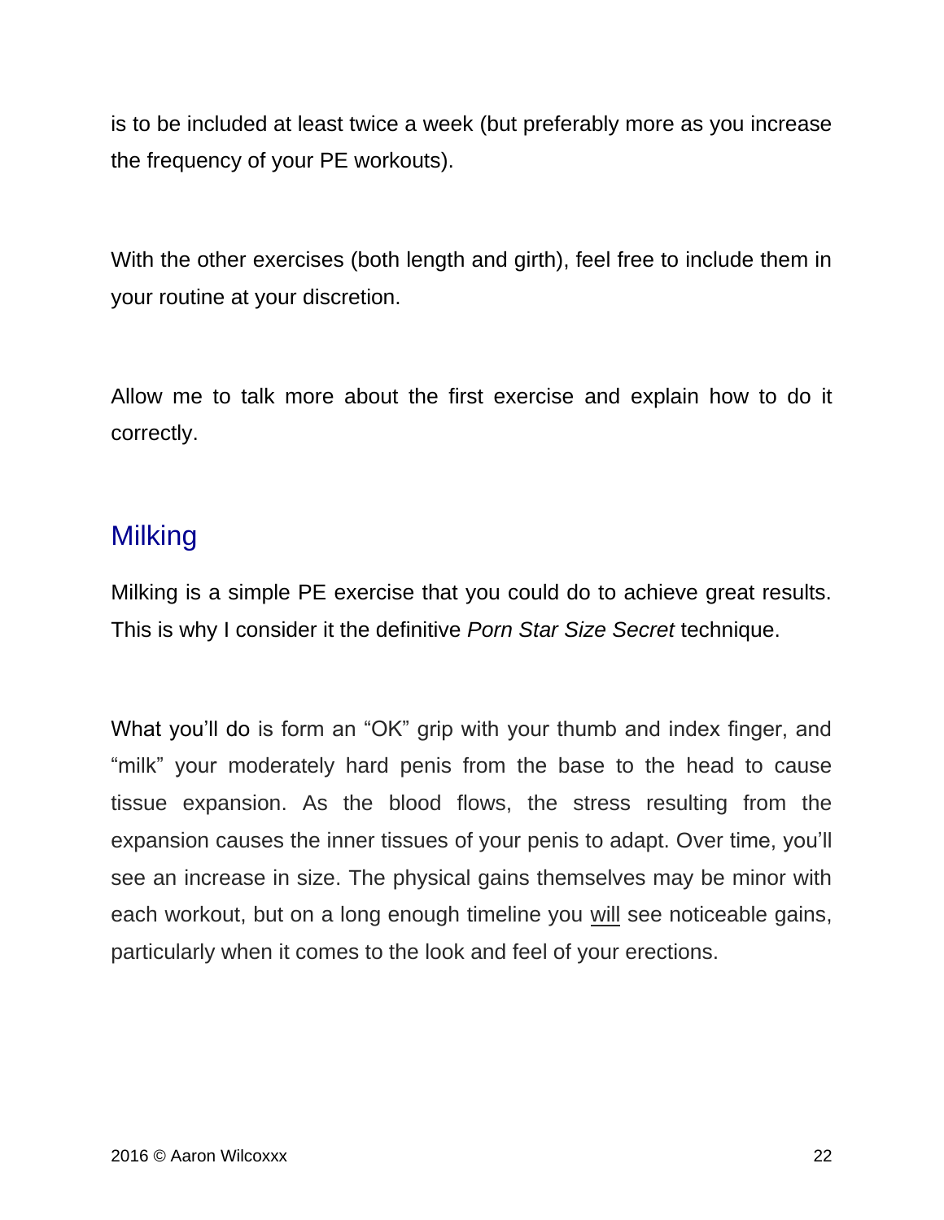is to be included at least twice a week (but preferably more as you increase the frequency of your PE workouts).

With the other exercises (both length and girth), feel free to include them in your routine at your discretion.

Allow me to talk more about the first exercise and explain how to do it correctly.

## Milking

Milking is a simple PE exercise that you could do to achieve great results. This is why I consider it the definitive *Porn Star Size Secret* technique.

What you'll do is form an "OK" grip with your thumb and index finger, and "milk" your moderately hard penis from the base to the head to cause tissue expansion. As the blood flows, the stress resulting from the expansion causes the inner tissues of your penis to adapt. Over time, you'll see an increase in size. The physical gains themselves may be minor with each workout, but on a long enough timeline you will see noticeable gains, particularly when it comes to the look and feel of your erections.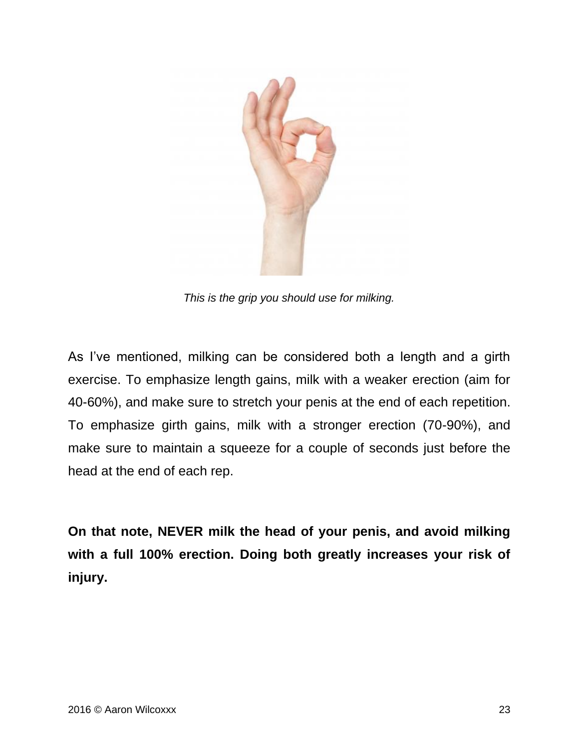*This is the grip you should use for milking.*

As I've mentioned, milking can be considered both a length and a girth exercise. To emphasize length gains, milk with a weaker erection (aim for 40-60%), and make sure to stretch your penis at the end of each repetition. To emphasize girth gains, milk with a stronger erection (70-90%), and make sure to maintain a squeeze for a couple of seconds just before the head at the end of each rep.

**On that note, NEVER milk the head of your penis, and avoid milking with a full 100% erection. Doing both greatly increases your risk of injury.**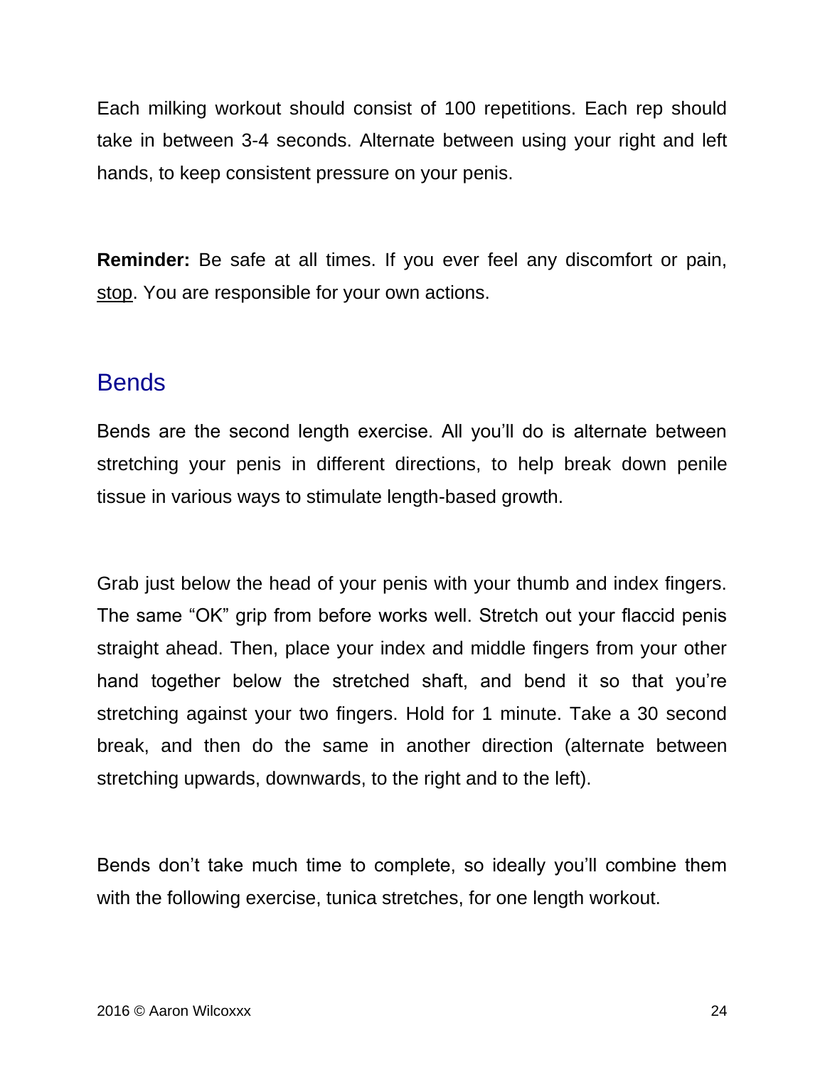Each milking workout should consist of 100 repetitions. Each rep should take in between 3-4 seconds. Alternate between using your right and left hands, to keep consistent pressure on your penis.

**Reminder:** Be safe at all times. If you ever feel any discomfort or pain, stop. You are responsible for your own actions.

## Bends

Bends are the second length exercise. All you'll do is alternate between stretching your penis in different directions, to help break down penile tissue in various ways to stimulate length-based growth.

Grab just below the head of your penis with your thumb and index fingers. The same "OK" grip from before works well. Stretch out your flaccid penis straight ahead. Then, place your index and middle fingers from your other hand together below the stretched shaft, and bend it so that you're stretching against your two fingers. Hold for 1 minute. Take a 30 second break, and then do the same in another direction (alternate between stretching upwards, downwards, to the right and to the left).

Bends don't take much time to complete, so ideally you'll combine them with the following exercise, tunica stretches, for one length workout.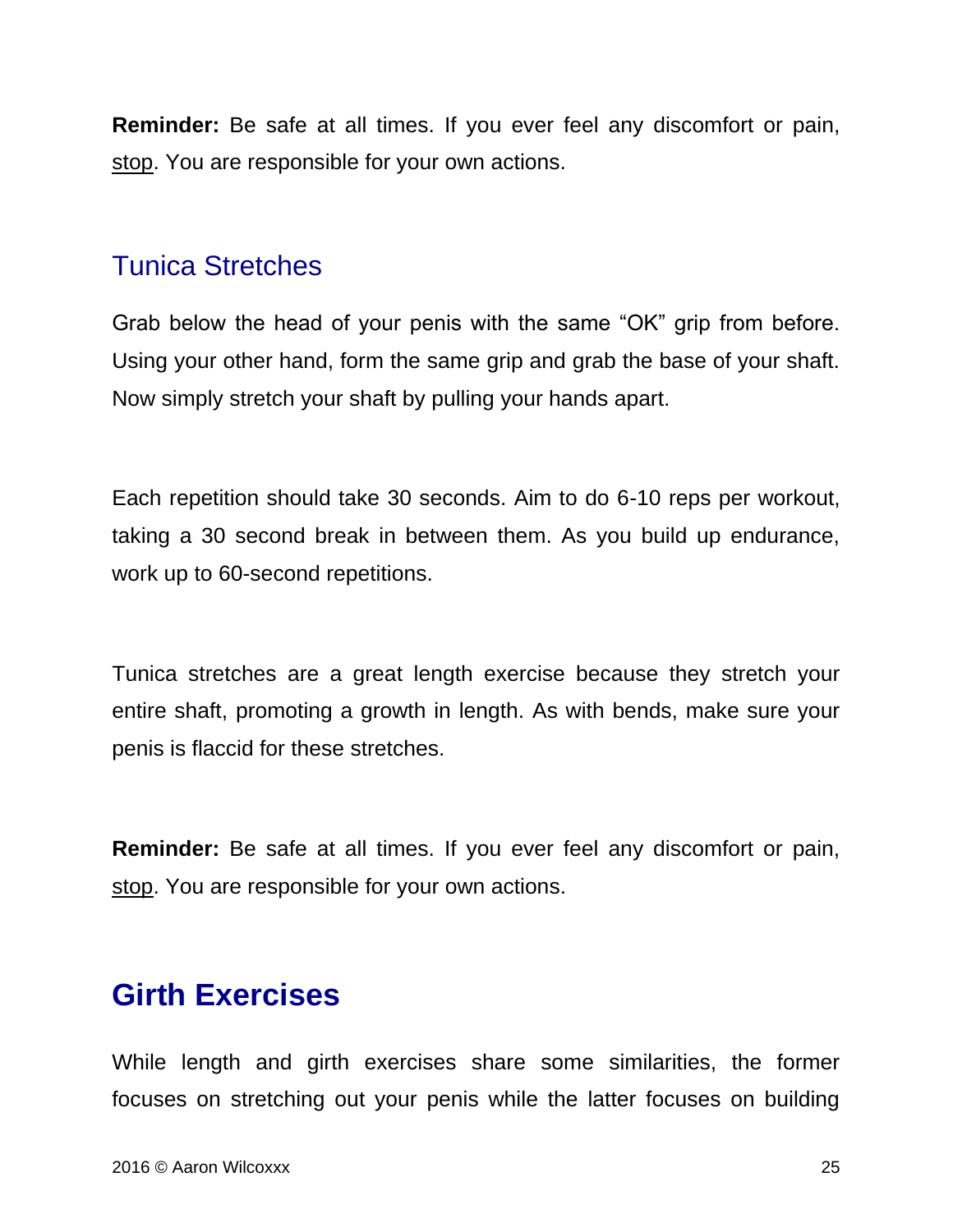**Reminder:** Be safe at all times. If you ever feel any discomfort or pain, stop. You are responsible for your own actions.

### Tunica Stretches

Grab below the head of your penis with the same "OK" grip from before. Using your other hand, form the same grip and grab the base of your shaft. Now simply stretch your shaft by pulling your hands apart.

Each repetition should take 30 seconds. Aim to do 6-10 reps per workout, taking a 30 second break in between them. As you build up endurance, work up to 60-second repetitions.

Tunica stretches are a great length exercise because they stretch your entire shaft, promoting a growth in length. As with bends, make sure your penis is flaccid for these stretches.

**Reminder:** Be safe at all times. If you ever feel any discomfort or pain, stop. You are responsible for your own actions.

## Girth Exercises

While length and girth exercises share some similarities, the former focuses on stretching out your penis while the latter focuses on building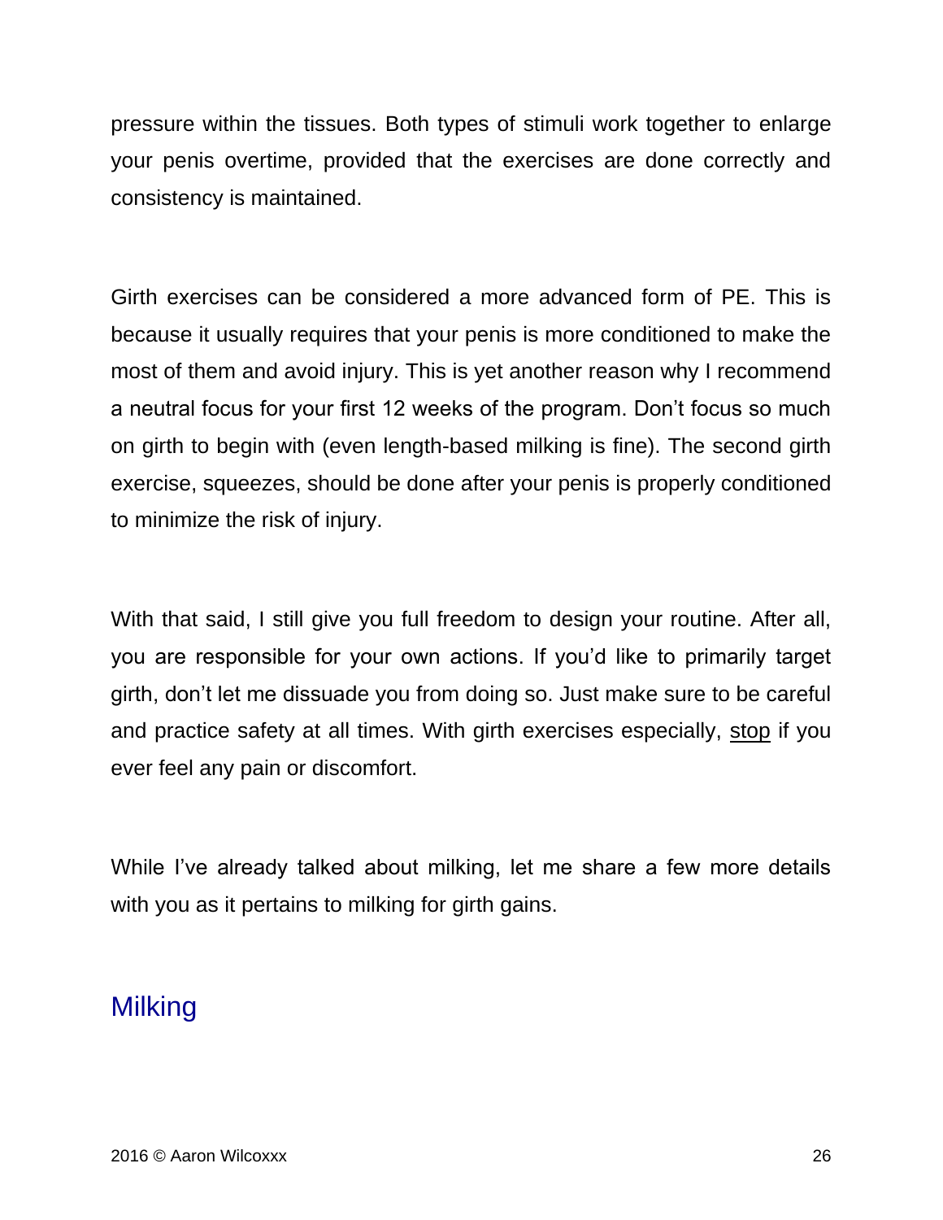pressure within the tissues. Both types of stimuli work together to enlarge your penis overtime, provided that the exercises are done correctly and consistency is maintained.

Girth exercises can be considered a more advanced form of PE. This is because it usually requires that your penis is more conditioned to make the most of them and avoid injury. This is yet another reason why I recommend a neutral focus for your first 12 weeks of the program. Don't focus so much on girth to begin with (even length-based milking is fine). The second girth exercise, squeezes, should be done after your penis is properly conditioned to minimize the risk of injury.

With that said, I still give you full freedom to design your routine. After all, you are responsible for your own actions. If you'd like to primarily target girth, don't let me dissuade you from doing so. Just make sure to be careful and practice safety at all times. With girth exercises especially, <u>stop</u> if you ever feel any pain or discomfort.

While I've already talked about milking, let me share a few more details with you as it pertains to milking for girth gains.

## Milking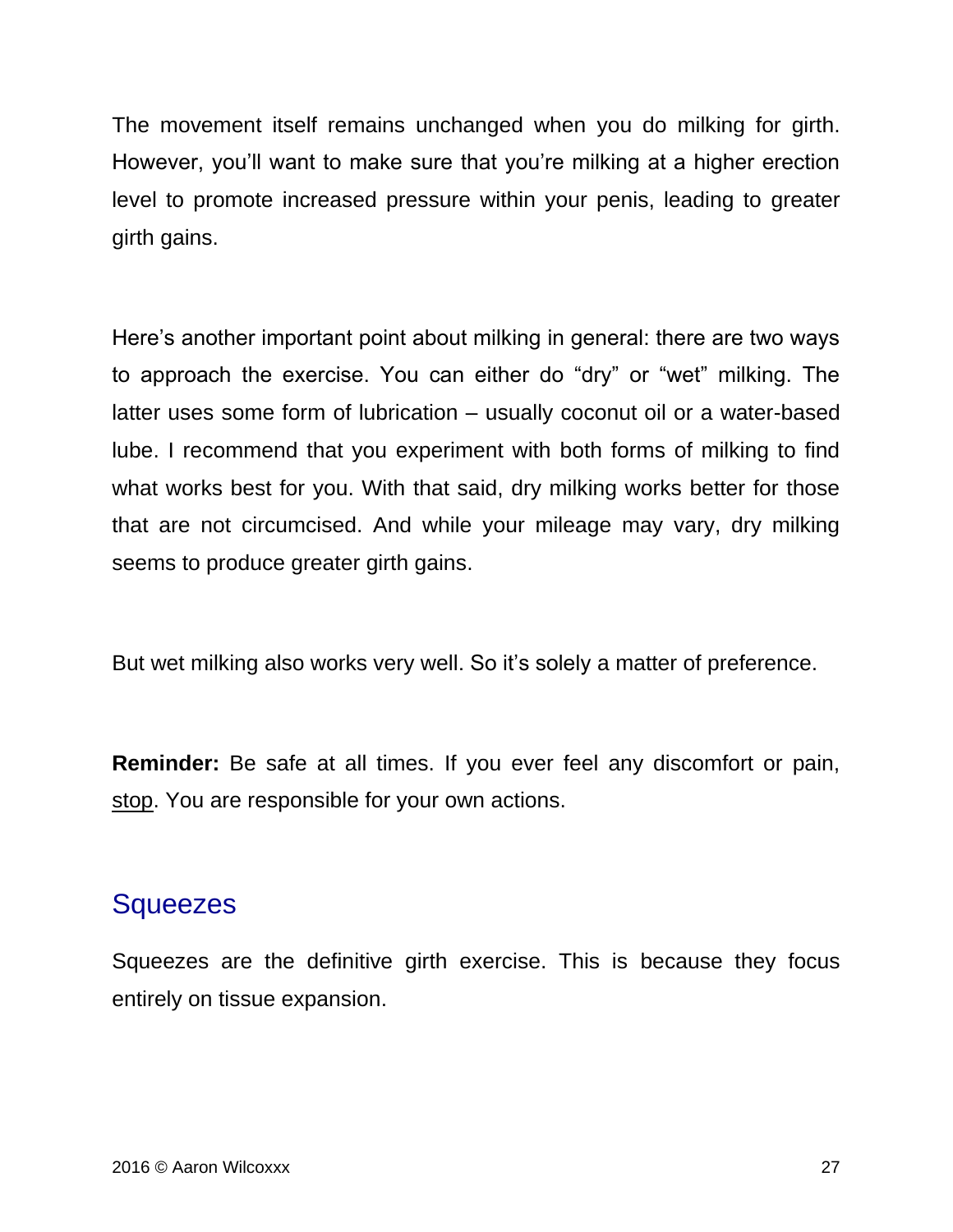The movement itself remains unchanged when you do milking for girth. However, you'll want to make sure that you're milking at a higher erection level to promote increased pressure within your penis, leading to greater girth gains.

Here's another important point about milking in general: there are two ways to approach the exercise. You can either do "dry" or "wet" milking. The latter uses some form of lubrication – usually coconut oil or a water-based lube. I recommend that you experiment with both forms of milking to find what works best for you. With that said, dry milking works better for those that are not circumcised. And while your mileage may vary, dry milking seems to produce greater girth gains.

But wet milking also works very well. So it's solely a matter of preference.

**Reminder:** Be safe at all times. If you ever feel any discomfort or pain, <u>stop</u>. You are responsible for your own actions.

## Squeezes

Squeezes are the definitive girth exercise. This is because they focus entirely on tissue expansion.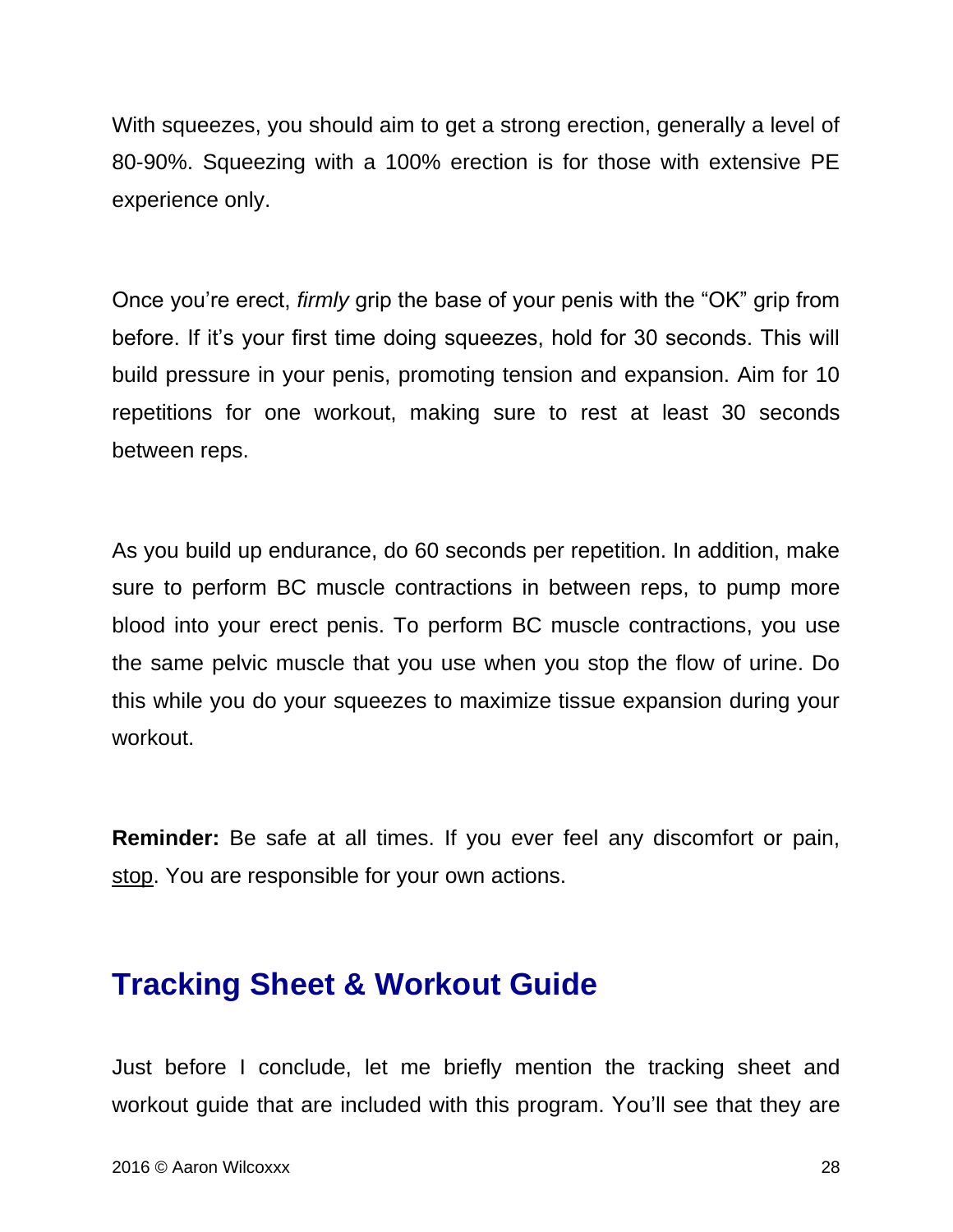With squeezes, you should aim to get a strong erection, generally a level of 80-90%. Squeezing with a 100% erection is for those with extensive PE experience only.

Once you're erect, *firmly* grip the base of your penis with the "OK" grip from before. If it's your first time doing squeezes, hold for 30 seconds. This will build pressure in your penis, promoting tension and expansion. Aim for 10 repetitions for one workout, making sure to rest at least 30 seconds between reps.

As you build up endurance, do 60 seconds per repetition. In addition, make sure to perform BC muscle contractions in between reps, to pump more blood into your erect penis. To perform BC muscle contractions, you use the same pelvic muscle that you use when you stop the flow of urine. Do this while you do your squeezes to maximize tissue expansion during your workout.

**Reminder:** Be safe at all times. If you ever feel any discomfort or pain, <u>stop</u>. You are responsible for your own actions.

## Tracking Sheet & Workout Guide

Just before I conclude, let me briefly mention the tracking sheet and workout guide that are included with this program. You'll see that they are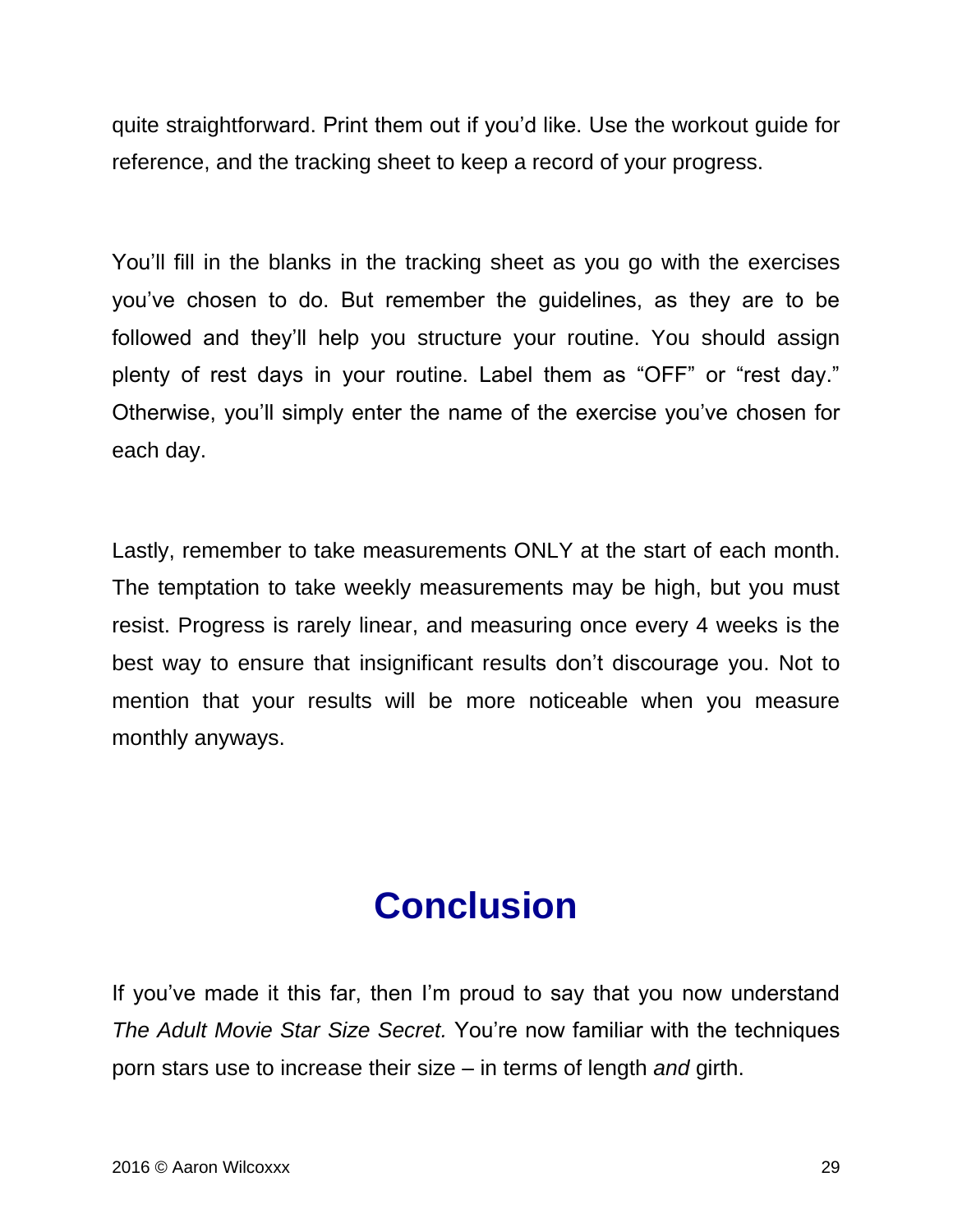quite straightforward. Print them out if you'd like. Use the workout guide for reference, and the tracking sheet to keep a record of your progress.

You'll fill in the blanks in the tracking sheet as you go with the exercises you've chosen to do. But remember the guidelines, as they are to be followed and they'll help you structure your routine. You should assign plenty of rest days in your routine. Label them as "OFF" or "rest day." Otherwise, you'll simply enter the name of the exercise you've chosen for each day.

Lastly, remember to take measurements ONLY at the start of each month. The temptation to take weekly measurements may be high, but you must resist. Progress is rarely linear, and measuring once every 4 weeks is the best way to ensure that insignificant results don't discourage you. Not to mention that your results will be more noticeable when you measure monthly anyways.

# Conclusion

If you've made it this far, then I'm proud to say that you now understand *The Adult Movie Star Size Secret.* You're now familiar with the techniques porn stars use to increase their size – in terms of length *and* girth.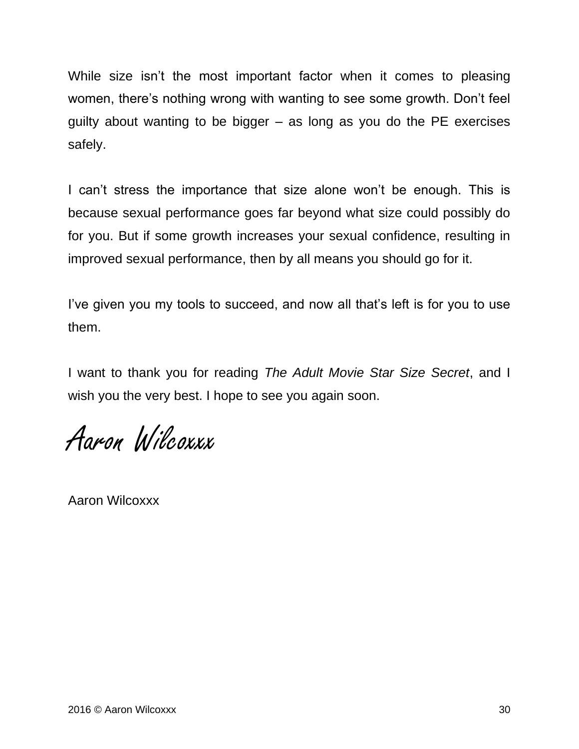While size isn't the most important factor when it comes to pleasing women, there's nothing wrong with wanting to see some growth. Don't feel guilty about wanting to be bigger – as long as you do the PE exercises safely.

I can't stress the importance that size alone won't be enough. This is because sexual performance goes far beyond what size could possibly do for you. But if some growth increases your sexual confidence, resulting in improved sexual performance, then by all means you should go for it.

I've given you my tools to succeed, and now all that's left is for you to use them.

I want to thank you for reading *The Adult Movie Star Size Secret*, and I wish you the very best. I hope to see you again soon.

*Aaron Wilcoxxx*

Aaron Wilcoxxx